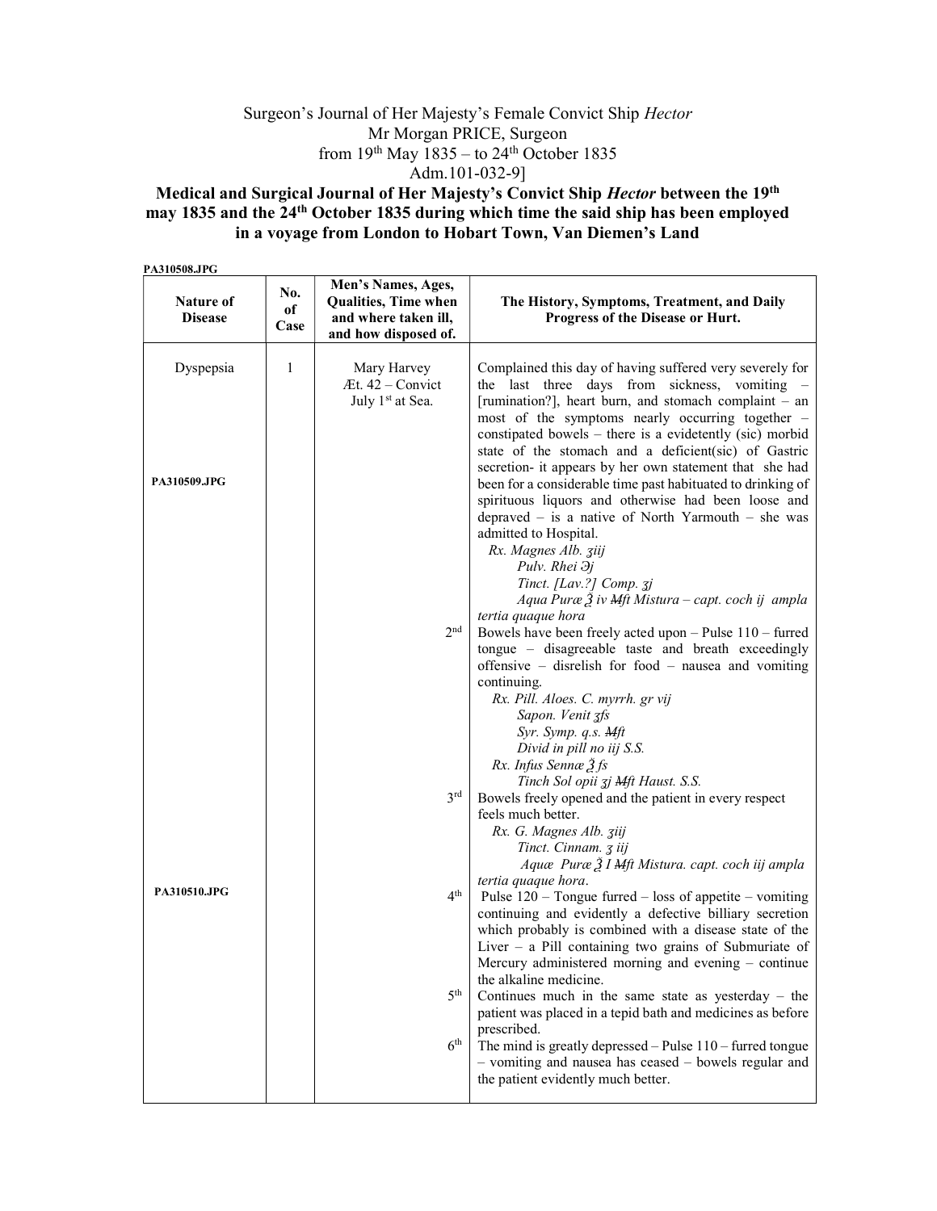Surgeon's Journal of Her Majesty's Female Convict Ship *Hector*
Mr Morgan PRICE, Surgeon
from 19th May 1835 – to 24th October 1835
Adm.101-032-9]

**Medical and Surgical Journal of Her Majesty's Convict Ship *Hector* between the 19th may 1835 and the 24th October 1835 during which time the said ship has been employed in a voyage from London to Hobart Town, Van Diemen's Land**

**PA310508.JPG**

| Nature of Disease | No. of Case | Men's Names, Ages, Qualities, Time when and where taken ill, and how disposed of. | The History, Symptoms, Treatment, and Daily Progress of the Disease or Hurt. |
|---|---|---|---|
| Dyspepsia | 1 | Mary Harvey<br>Æt. 42 – Convict<br>July 1st at Sea. | Complained this day of having suffered very severely for the last three days from sickness, vomiting – [rumination?], heart burn, and stomach complaint – an most of the symptoms nearly occurring together – constipated bowels – there is a evidetently (sic) morbid state of the stomach and a deficient(sic) of Gastric secretion- it appears by her own statement that she had been for a considerable time past habituated to drinking of spirituous liquors and otherwise had been loose and depraved – is a native of North Yarmouth – she was admitted to Hospital.<br>*Rx. Magnes Alb. ʒiij*<br>*Pulv. Rhei ℈j*<br>*Tinct. [Lav.?] Comp. ʒj*<br>*Aqua Puræ ℥ iv ~~M~~ft Mistura – capt. coch ij ampla tertia quaque hora* |
| **PA310509.JPG** | | 2nd | Bowels have been freely acted upon – Pulse 110 – furred tongue – disagreeable taste and breath exceedingly offensive – disrelish for food – nausea and vomiting continuing.<br>*Rx. Pill. Aloes. C. myrrh. gr vij*<br>*Sapon. Venit ʒfs*<br>*Syr. Symp. q.s. ~~M~~ft*<br>*Divid in pill no iij S.S.*<br>*Rx. Infus Sennæ ℥ fs*<br>*Tinch Sol opii ʒj ~~M~~ft Haust. S.S.* |
| | | 3rd | Bowels freely opened and the patient in every respect feels much better.<br>*Rx. G. Magnes Alb. ʒiij*<br>*Tinct. Cinnam. ʒ iij*<br>*Aquæ Puræ ℥ I ~~M~~ft Mistura. capt. coch iij ampla tertia quaque hora.* |
| **PA310510.JPG** | | 4th | Pulse 120 – Tongue furred – loss of appetite – vomiting continuing and evidently a defective billiary secretion which probably is combined with a disease state of the Liver – a Pill containing two grains of Submuriate of Mercury administered morning and evening – continue the alkaline medicine. |
| | | 5th | Continues much in the same state as yesterday – the patient was placed in a tepid bath and medicines as before prescribed. |
| | | 6th | The mind is greatly depressed – Pulse 110 – furred tongue – vomiting and nausea has ceased – bowels regular and the patient evidently much better. |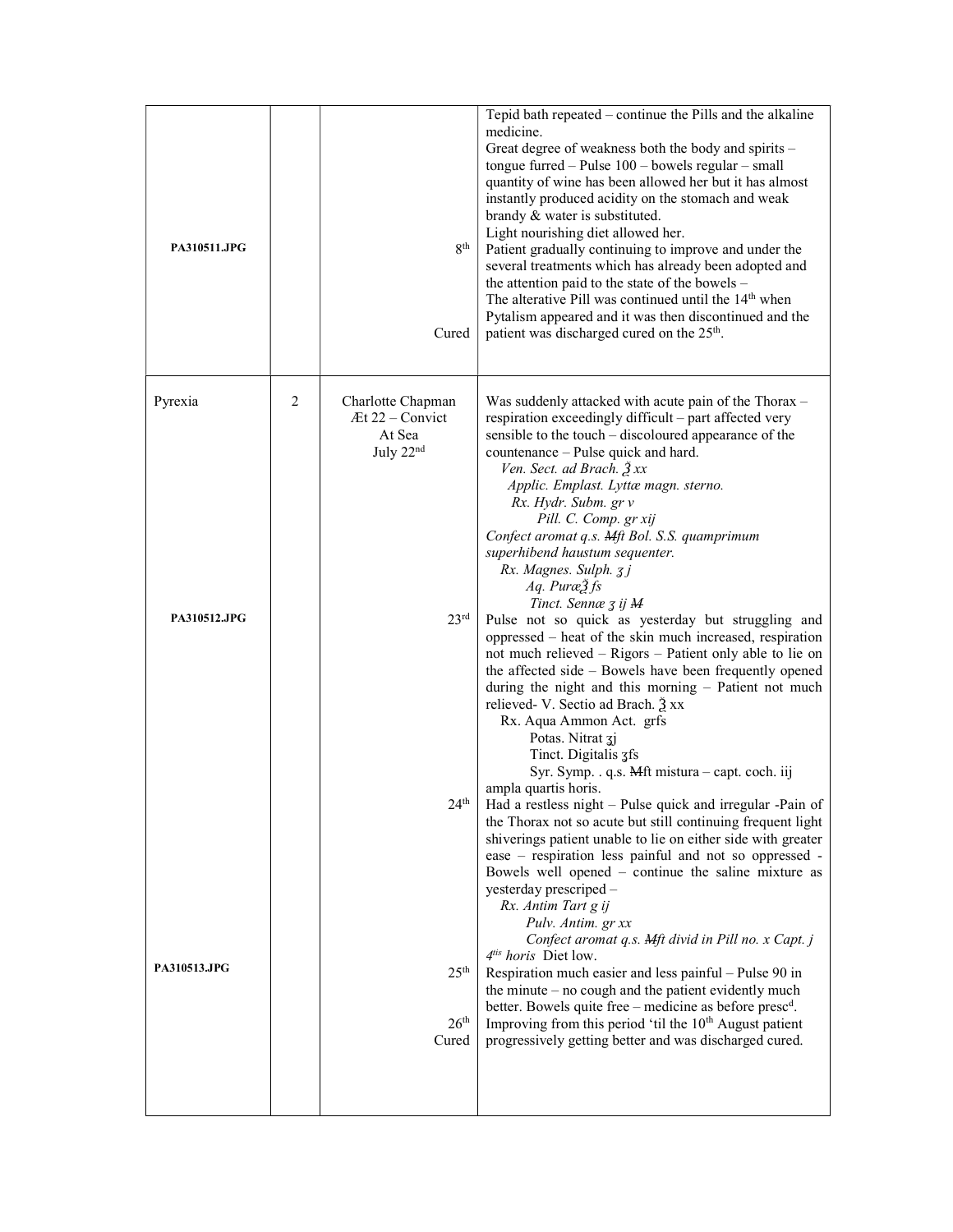| | | | |
|---|---|---|---|
| PA310511.JPG | | 8th<br><br>Cured | Tepid bath repeated – continue the Pills and the alkaline medicine.<br>Great degree of weakness both the body and spirits – tongue furred – Pulse 100 – bowels regular – small quantity of wine has been allowed her but it has almost instantly produced acidity on the stomach and weak brandy & water is substituted.<br>Light nourishing diet allowed her.<br>Patient gradually continuing to improve and under the several treatments which has already been adopted and the attention paid to the state of the bowels –<br>The alterative Pill was continued until the 14th when Pytalism appeared and it was then discontinued and the patient was discharged cured on the 25th. |
| Pyrexia<br><br>PA310512.JPG<br><br>PA310513.JPG | 2 | Charlotte Chapman<br>Æt 22 – Convict<br>At Sea<br>July 22nd<br><br>23rd<br><br>24th<br><br>25th<br><br>26th<br>Cured | Was suddenly attacked with acute pain of the Thorax – respiration exceedingly difficult – part affected very sensible to the touch – discoloured appearance of the countenance – Pulse quick and hard.<br>*Ven. Sect. ad Brach. ℥ xx*<br>*Applic. Emplast. Lyttæ magn. sterno.*<br>*Rx. Hydr. Subm. gr v*<br>*Pill. C. Comp. gr xij*<br>*Confect aromat q.s. ~~M~~ft Bol. S.S. quamprimum superhibend haustum sequenter.*<br>*Rx. Magnes. Sulph. ʒ j*<br>*Aq. Puræ℥ fs*<br>*Tinct. Sennæ ʒ ij ~~M~~*<br>Pulse not so quick as yesterday but struggling and oppressed – heat of the skin much increased, respiration not much relieved – Rigors – Patient only able to lie on the affected side – Bowels have been frequently opened during the night and this morning – Patient not much relieved- V. Sectio ad Brach. ℥ xx<br>Rx. Aqua Ammon Act. grfs<br>Potas. Nitrat ʒj<br>Tinct. Digitalis ʒfs<br>Syr. Symp. . q.s. ~~M~~ft mistura – capt. coch. iij ampla quartis horis.<br>Had a restless night – Pulse quick and irregular -Pain of the Thorax not so acute but still continuing frequent light shiverings patient unable to lie on either side with greater ease – respiration less painful and not so oppressed - Bowels well opened – continue the saline mixture as yesterday prescriped –<br>*Rx. Antim Tart g ij*<br>*Pulv. Antim. gr xx*<br>*Confect aromat q.s. ~~M~~ft divid in Pill no. x Capt. j 4tis horis* Diet low.<br>Respiration much easier and less painful – Pulse 90 in the minute – no cough and the patient evidently much better. Bowels quite free – medicine as before prescd.<br>Improving from this period 'til the 10th August patient progressively getting better and was discharged cured. |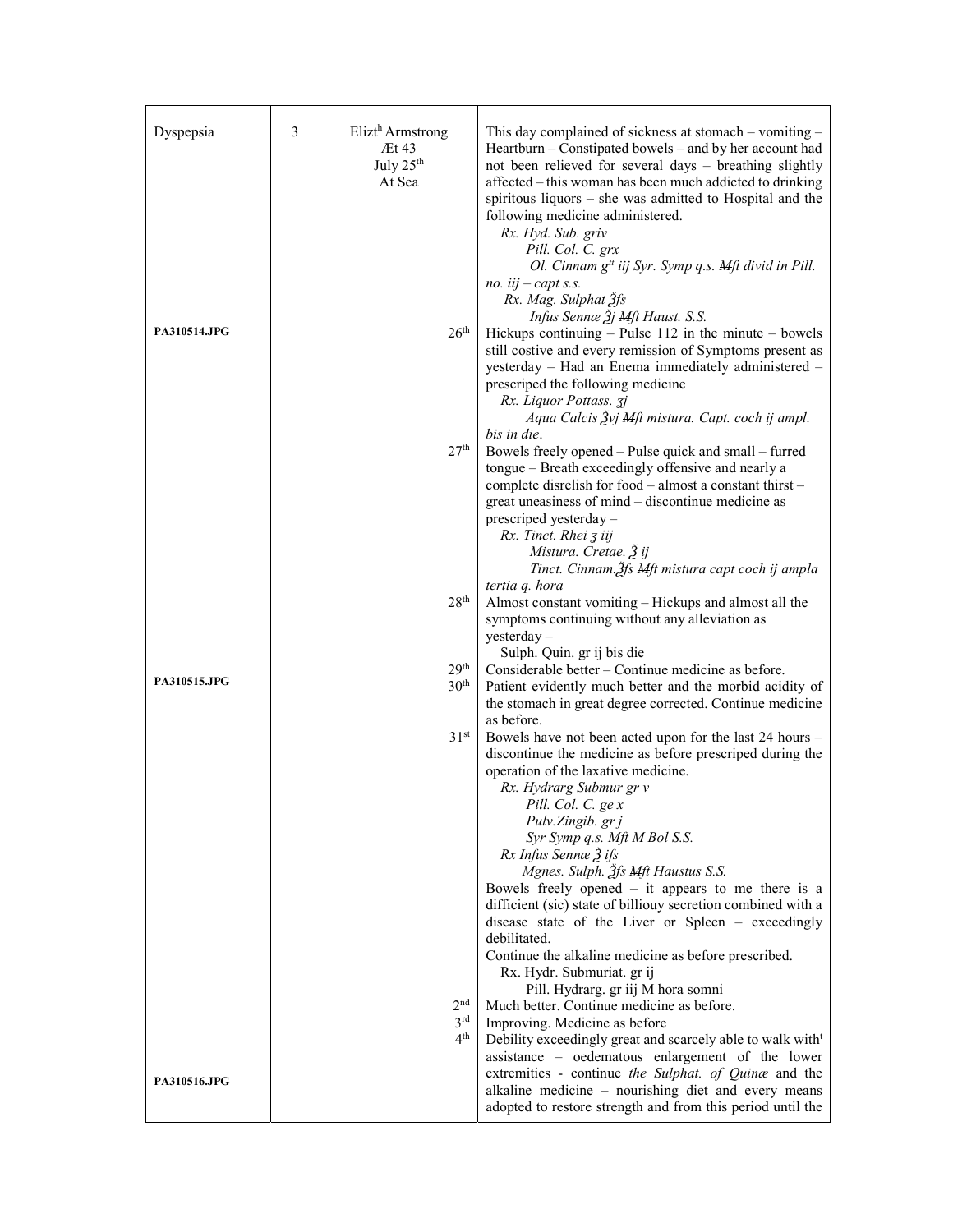| | | | |
|---|---|---|---|
| Dyspepsia | 3 | Elizt[h] Armstrong<br>Æt 43<br>July 25[th]<br>At Sea | This day complained of sickness at stomach – vomiting – Heartburn – Constipated bowels – and by her account had not been relieved for several days – breathing slightly affected – this woman has been much addicted to drinking spiritous liquors – she was admitted to Hospital and the following medicine administered.<br>*Rx. Hyd. Sub. griv*<br>*Pill. Col. C. grx*<br>*Ol. Cinnam g[tt] iij Syr. Symp q.s. ~~M~~ft divid in Pill. no. iij – capt s.s.*<br>*Rx. Mag. Sulphat ℥fs*<br>*Infus Sennæ ℥j ~~M~~ft Haust. S.S.* |
| PA310514.JPG | | 26[th] | Hickups continuing – Pulse 112 in the minute – bowels still costive and every remission of Symptoms present as yesterday – Had an Enema immediately administered – prescriped the following medicine<br>*Rx. Liquor Pottass. ʒj*<br>*Aqua Calcis ℥vj ~~M~~ft mistura. Capt. coch ij ampl. bis in die*. |
| | | 27[th] | Bowels freely opened – Pulse quick and small – furred tongue – Breath exceedingly offensive and nearly a complete disrelish for food – almost a constant thirst – great uneasiness of mind – discontinue medicine as prescriped yesterday –<br>*Rx. Tinct. Rhei ʒ iij*<br>*Mistura. Cretae. ℥ ij*<br>*Tinct. Cinnam.℥fs ~~M~~ft mistura capt coch ij ampla tertia q. hora* |
| | | 28[th] | Almost constant vomiting – Hickups and almost all the symptoms continuing without any alleviation as yesterday –<br>Sulph. Quin. gr ij bis die |
| | | 29[th] | Considerable better – Continue medicine as before. |
| PA310515.JPG | | 30[th] | Patient evidently much better and the morbid acidity of the stomach in great degree corrected. Continue medicine as before. |
| | | 31[st] | Bowels have not been acted upon for the last 24 hours – discontinue the medicine as before prescriped during the operation of the laxative medicine.<br>*Rx. Hydrarg Submur gr v*<br>*Pill. Col. C. ge x*<br>*Pulv.Zingib. gr j*<br>*Syr Symp q.s. ~~M~~ft M Bol S.S.*<br>*Rx Infus Sennæ ℥ ifs*<br>*Mgnes. Sulph. ℥fs ~~M~~ft Haustus S.S.*<br>Bowels freely opened – it appears to me there is a difficient (sic) state of billiouy secretion combined with a disease state of the Liver or Spleen – exceedingly debilitated.<br>Continue the alkaline medicine as before prescribed.<br>Rx. Hydr. Submuriat. gr ij<br>Pill. Hydrarg. gr iij ~~M~~ hora somni |
| | | 2[nd] | Much better. Continue medicine as before. |
| | | 3[rd] | Improving. Medicine as before |
| PA310516.JPG | | 4[th] | Debility exceedingly great and scarcely able to walk with[t] assistance – oedematous enlargement of the lower extremities - continue *the Sulphat. of Quinæ* and the alkaline medicine – nourishing diet and every means adopted to restore strength and from this period until the |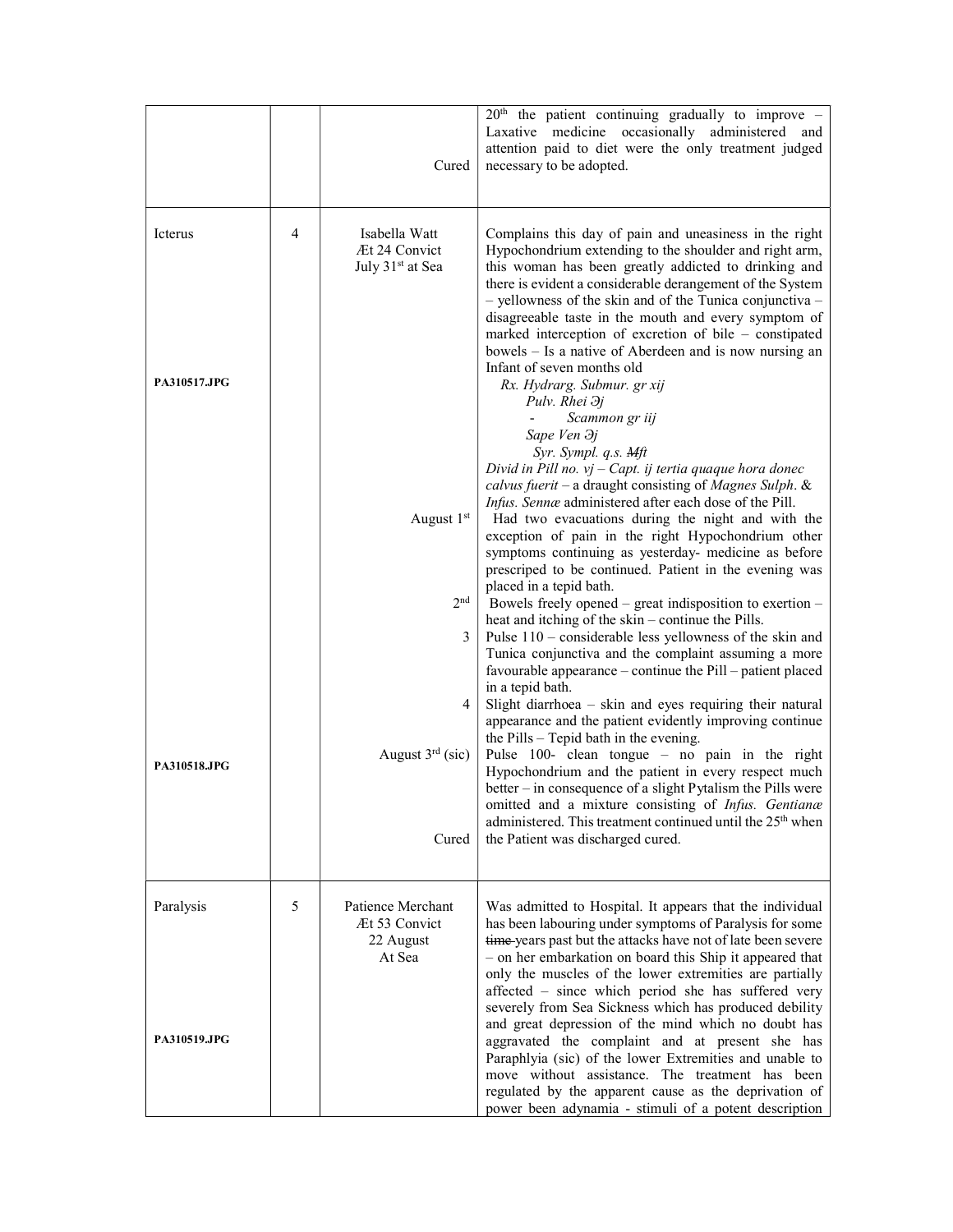| | | | |
|---|---|---|---|
| | | Cured | 20th the patient continuing gradually to improve – Laxative medicine occasionally administered and attention paid to diet were the only treatment judged necessary to be adopted. |
| Icterus<br><br><br><br><br>PA310517.JPG<br><br><br><br><br><br><br><br><br><br><br><br><br><br><br>PA310518.JPG | 4 | Isabella Watt<br>Æt 24 Convict<br>July 31st at Sea<br><br><br><br><br><br><br><br><br><br><br><br><br>August 1st<br><br><br><br><br>2nd<br><br>3<br><br><br><br>4<br><br><br>August 3rd (sic)<br><br><br><br><br>Cured | Complains this day of pain and uneasiness in the right Hypochondrium extending to the shoulder and right arm, this woman has been greatly addicted to drinking and there is evident a considerable derangement of the System – yellowness of the skin and of the Tunica conjunctiva – disagreeable taste in the mouth and every symptom of marked interception of excretion of bile – constipated bowels – Is a native of Aberdeen and is now nursing an Infant of seven months old<br>*Rx. Hydrarg. Submur. gr xij*<br>*Pulv. Rhei ℈j*<br>*- Scammon gr iij*<br>*Sape Ven ℈j*<br>*Syr. Sympl. q.s. ~~M~~ft*<br>*Divid in Pill no. vj – Capt. ij tertia quaque hora donec calvus fuerit* – a draught consisting of *Magnes Sulph*. & *Infus. Sennæ* administered after each dose of the Pill.<br>Had two evacuations during the night and with the exception of pain in the right Hypochondrium other symptoms continuing as yesterday- medicine as before prescriped to be continued. Patient in the evening was placed in a tepid bath.<br>Bowels freely opened – great indisposition to exertion – heat and itching of the skin – continue the Pills.<br>Pulse 110 – considerable less yellowness of the skin and Tunica conjunctiva and the complaint assuming a more favourable appearance – continue the Pill – patient placed in a tepid bath.<br>Slight diarrhoea – skin and eyes requiring their natural appearance and the patient evidently improving continue the Pills – Tepid bath in the evening.<br>Pulse 100- clean tongue – no pain in the right Hypochondrium and the patient in every respect much better – in consequence of a slight Pytalism the Pills were omitted and a mixture consisting of *Infus. Gentianæ* administered. This treatment continued until the 25th when the Patient was discharged cured. |
| Paralysis<br><br><br><br><br><br><br>PA310519.JPG | 5 | Patience Merchant<br>Æt 53 Convict<br>22 August<br>At Sea | Was admitted to Hospital. It appears that the individual has been labouring under symptoms of Paralysis for some ~~time~~ years past but the attacks have not of late been severe – on her embarkation on board this Ship it appeared that only the muscles of the lower extremities are partially affected – since which period she has suffered very severely from Sea Sickness which has produced debility and great depression of the mind which no doubt has aggravated the complaint and at present she has Paraphlyia (sic) of the lower Extremities and unable to move without assistance. The treatment has been regulated by the apparent cause as the deprivation of power been adynamia - stimuli of a potent description |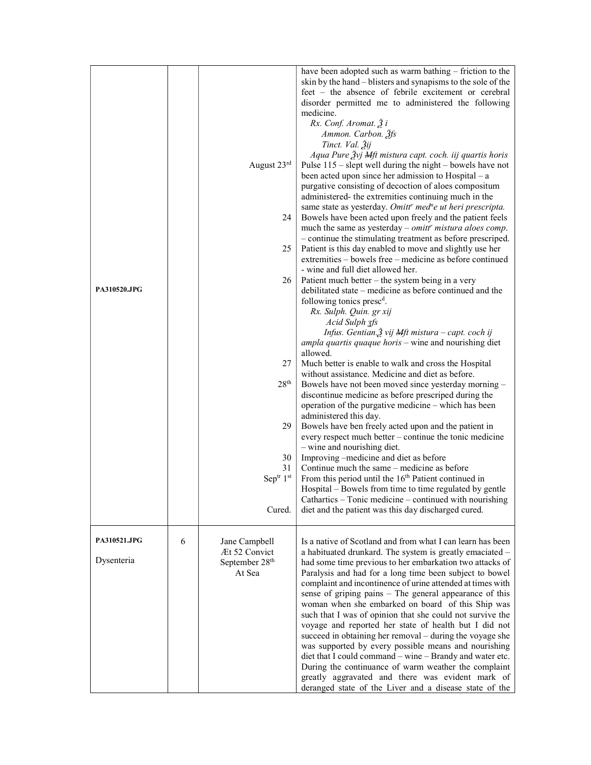| | | | |
|---|---|---|---|
| PA310520.JPG | | | have been adopted such as warm bathing – friction to the skin by the hand – blisters and synapisms to the sole of the feet – the absence of febrile excitement or cerebral disorder permitted me to administered the following medicine.<br>*Rx. Conf. Aromat. ℥ i*<br>*Ammon. Carbon. ℥fs*<br>*Tinct. Val. ℥ij*<br>*Aqua Pure ℥vj ~~M~~ft mistura capt. coch. iij quartis horis* |
| | | August 23rd | Pulse 115 – slept well during the night – bowels have not been acted upon since her admission to Hospital – a purgative consisting of decoction of aloes compositum administered- the extremities continuing much in the same state as yesterday. *Omittr medne ut heri prescripta.* |
| | | 24 | Bowels have been acted upon freely and the patient feels much the same as yesterday – *omittr mistura aloes comp*. – continue the stimulating treatment as before prescriped. |
| | | 25 | Patient is this day enabled to move and slightly use her extremities – bowels free – medicine as before continued - wine and full diet allowed her. |
| | | 26 | Patient much better – the system being in a very debilitated state – medicine as before continued and the following tonics prescd.<br>*Rx. Sulph. Quin. gr xij*<br>*Acid Sulph ʒfs*<br>*Infus. Gentian.℥ vij ~~M~~ft mistura – capt. coch ij ampla quartis quaque horis* – wine and nourishing diet allowed. |
| | | 27 | Much better is enable to walk and cross the Hospital without assistance. Medicine and diet as before. |
| | | 28th | Bowels have not been moved since yesterday morning – discontinue medicine as before prescriped during the operation of the purgative medicine – which has been administered this day. |
| | | 29 | Bowels have ben freely acted upon and the patient in every respect much better – continue the tonic medicine – wine and nourishing diet. |
| | | 30 | Improving –medicine and diet as before |
| | | 31 | Continue much the same – medicine as before |
| | | Septr 1st | From this period until the 16th Patient continued in Hospital – Bowels from time to time regulated by gentle Cathartics – Tonic medicine – continued with nourishing |
| | | Cured. | diet and the patient was this day discharged cured. |
| PA310521.JPG<br><br>Dysenteria | 6 | Jane Campbell<br>Æt 52 Convict<br>September 28th<br>At Sea | Is a native of Scotland and from what I can learn has been a habituated drunkard. The system is greatly emaciated – had some time previous to her embarkation two attacks of Paralysis and had for a long time been subject to bowel complaint and incontinence of urine attended at times with sense of griping pains – The general appearance of this woman when she embarked on board of this Ship was such that I was of opinion that she could not survive the voyage and reported her state of health but I did not succeed in obtaining her removal – during the voyage she was supported by every possible means and nourishing diet that I could command – wine – Brandy and water etc. During the continuance of warm weather the complaint greatly aggravated and there was evident mark of deranged state of the Liver and a disease state of the |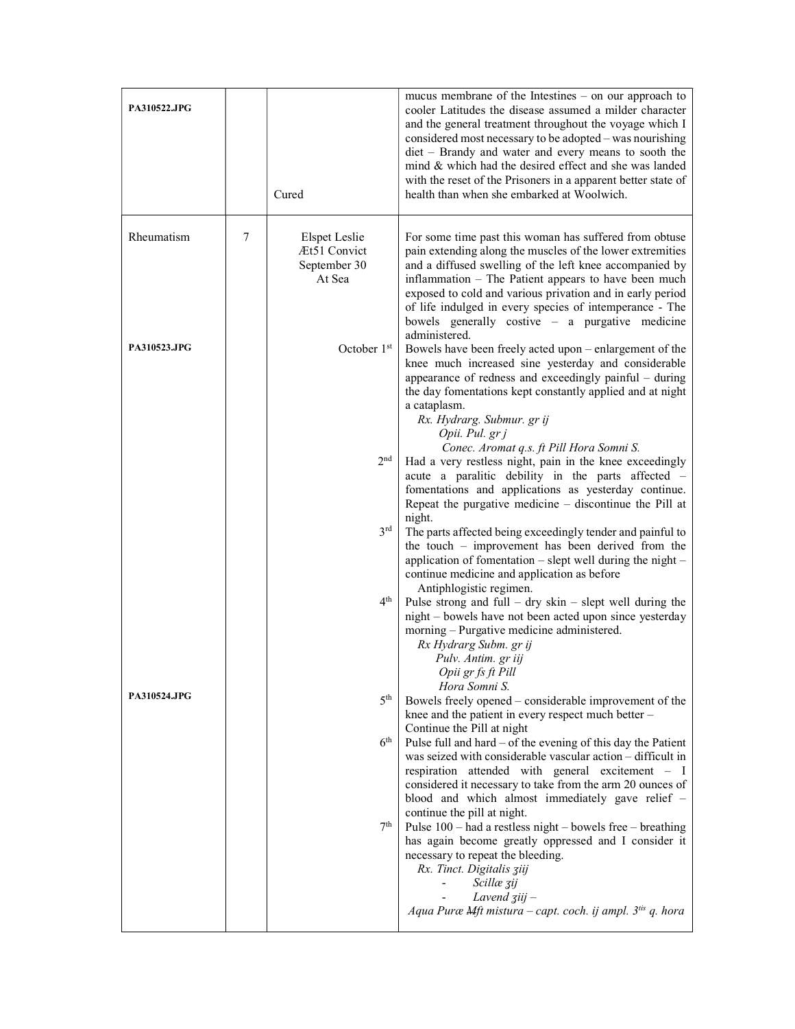| | | | |
|---|---|---|---|
| PA310522.JPG | | Cured | mucus membrane of the Intestines – on our approach to cooler Latitudes the disease assumed a milder character and the general treatment throughout the voyage which I considered most necessary to be adopted – was nourishing diet – Brandy and water and every means to sooth the mind & which had the desired effect and she was landed with the reset of the Prisoners in a apparent better state of health than when she embarked at Woolwich. |
| Rheumatism | 7 | Elspet Leslie<br>Æt51 Convict<br>September 30<br>At Sea | For some time past this woman has suffered from obtuse pain extending along the muscles of the lower extremities and a diffused swelling of the left knee accompanied by inflammation – The Patient appears to have been much exposed to cold and various privation and in early period of life indulged in every species of intemperance - The bowels generally costive – a purgative medicine administered. |
| PA310523.JPG | | October 1st | Bowels have been freely acted upon – enlargement of the knee much increased sine yesterday and considerable appearance of redness and exceedingly painful – during the day fomentations kept constantly applied and at night a cataplasm.<br>*Rx. Hydrarg. Submur. gr ij*<br>*Opii. Pul. gr j*<br>*Conec. Aromat q.s. ft Pill Hora Somni S.* |
| | | 2nd | Had a very restless night, pain in the knee exceedingly acute a paralitic debility in the parts affected – fomentations and applications as yesterday continue. Repeat the purgative medicine – discontinue the Pill at night. |
| | | 3rd | The parts affected being exceedingly tender and painful to the touch – improvement has been derived from the application of fomentation – slept well during the night – continue medicine and application as before<br>Antiphlogistic regimen. |
| | | 4th | Pulse strong and full – dry skin – slept well during the night – bowels have not been acted upon since yesterday morning – Purgative medicine administered.<br>*Rx Hydrarg Subm. gr ij*<br>*Pulv. Antim. gr iij*<br>*Opii gr fs ft Pill*<br>*Hora Somni S.* |
| PA310524.JPG | | 5th | Bowels freely opened – considerable improvement of the knee and the patient in every respect much better – Continue the Pill at night |
| | | 6th | Pulse full and hard – of the evening of this day the Patient was seized with considerable vascular action – difficult in respiration attended with general excitement – I considered it necessary to take from the arm 20 ounces of blood and which almost immediately gave relief – continue the pill at night. |
| | | 7th | Pulse 100 – had a restless night – bowels free – breathing has again become greatly oppressed and I consider it necessary to repeat the bleeding.<br>*Rx. Tinct. Digitalis ʒiij*<br>*- Scillæ ʒij*<br>*- Lavend ʒiij –*<br>*Aqua Puræ ℳft mistura – capt. coch. ij ampl. 3tis q. hora* |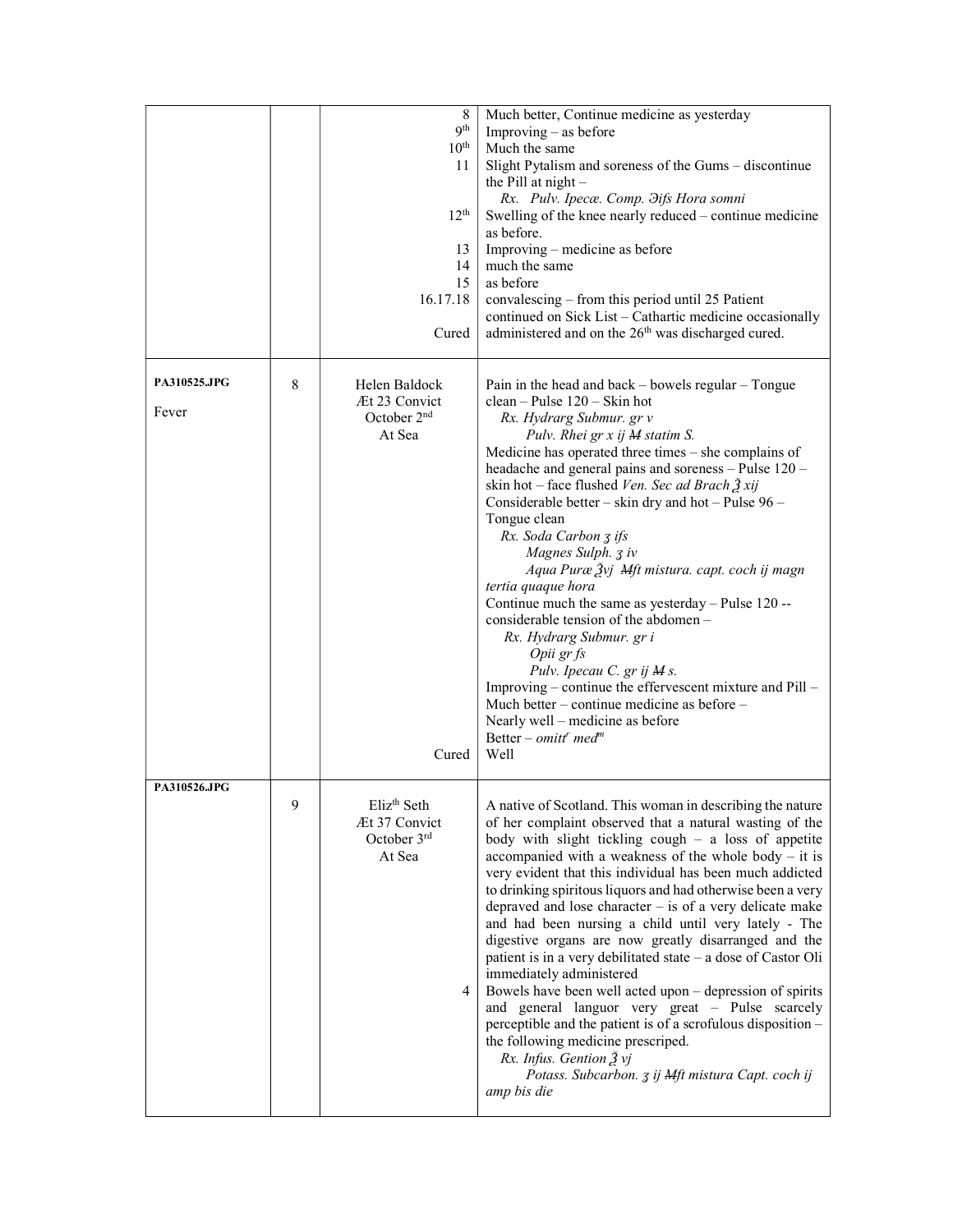| | | | |
|---|---|---|---|
| | | 8 | Much better, Continue medicine as yesterday |
| | | 9th | Improving – as before |
| | | 10th | Much the same |
| | | 11 | Slight Pytalism and soreness of the Gums – discontinue the Pill at night – *Rx. Pulv. Ipecæ. Comp. Ͽifs Hora somni* |
| | | 12th | Swelling of the knee nearly reduced – continue medicine as before. |
| | | 13 | Improving – medicine as before |
| | | 14 | much the same |
| | | 15 | as before |
| | | 16.17.18 | convalescing – from this period until 25 Patient continued on Sick List – Cathartic medicine occasionally |
| | | Cured | administered and on the 26th was discharged cured. |
| PA310525.JPG Fever | 8 | Helen Baldock Æt 23 Convict October 2nd At Sea | Pain in the head and back – bowels regular – Tongue clean – Pulse 120 – Skin hot *Rx. Hydrarg Submur. gr v Pulv. Rhei gr x ij M statim S.* |
| | | | Medicine has operated three times – she complains of headache and general pains and soreness – Pulse 120 – skin hot – face flushed *Ven. Sec ad Brach ℥ xij* |
| | | | Considerable better – skin dry and hot – Pulse 96 – Tongue clean *Rx. Soda Carbon ʒ ifs Magnes Sulph. ʒ iv Aqua Puræ ℥vj Mft mistura. capt. coch ij magn tertia quaque hora* |
| | | | Continue much the same as yesterday – Pulse 120 -- considerable tension of the abdomen – *Rx. Hydrarg Submur. gr i Opii gr fs Pulv. Ipecau C. gr ij M s.* |
| | | | Improving – continue the effervescent mixture and Pill – |
| | | | Much better – continue medicine as before – |
| | | | Nearly well – medicine as before |
| | | | Better – *omittr medm* |
| | | Cured | Well |
| PA310526.JPG | 9 | Elizth Seth Æt 37 Convict October 3rd At Sea | A native of Scotland. This woman in describing the nature of her complaint observed that a natural wasting of the body with slight tickling cough – a loss of appetite accompanied with a weakness of the whole body – it is very evident that this individual has been much addicted to drinking spiritous liquors and had otherwise been a very depraved and lose character – is of a very delicate make and had been nursing a child until very lately - The digestive organs are now greatly disarranged and the patient is in a very debilitated state – a dose of Castor Oli immediately administered |
| | | 4 | Bowels have been well acted upon – depression of spirits and general languor very great – Pulse scarcely perceptible and the patient is of a scrofulous disposition – the following medicine prescriped. *Rx. Infus. Gention ℥ vj Potass. Subcarbon. ʒ ij Mft mistura Capt. coch ij amp bis die* |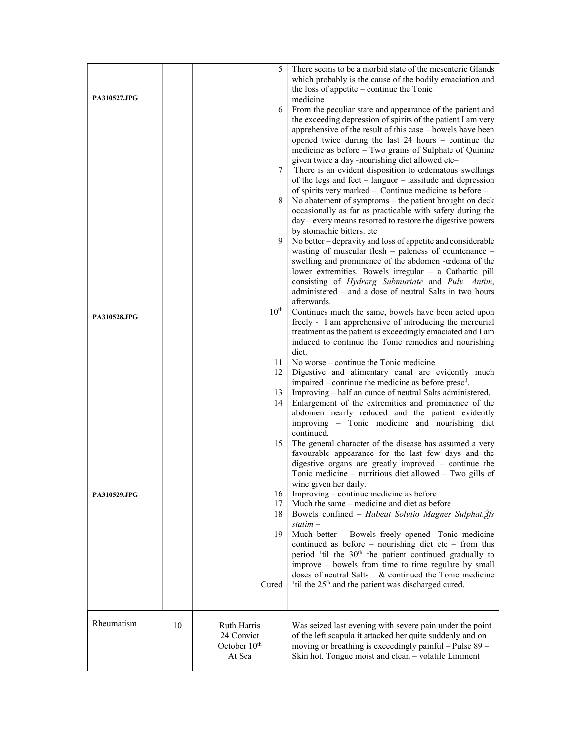| | | | |
|---|---|---|---|
| PA310527.JPG | | 5 | There seems to be a morbid state of the mesenteric Glands which probably is the cause of the bodily emaciation and the loss of appetite – continue the Tonic medicine |
| | | 6 | From the peculiar state and appearance of the patient and the exceeding depression of spirits of the patient I am very apprehensive of the result of this case – bowels have been opened twice during the last 24 hours – continue the medicine as before – Two grains of Sulphate of Quinine given twice a day -nourishing diet allowed etc– |
| | | 7 | There is an evident disposition to œdematous swellings of the legs and feet – languor – lassitude and depression of spirits very marked – Continue medicine as before – |
| | | 8 | No abatement of symptoms – the patient brought on deck occasionally as far as practicable with safety during the day – every means resorted to restore the digestive powers by stomachic bitters. etc |
| | | 9 | No better – depravity and loss of appetite and considerable wasting of muscular flesh – paleness of countenance – swelling and prominence of the abdomen -œdema of the lower extremities. Bowels irregular – a Cathartic pill consisting of *Hydrarg Submuriate* and *Pulv. Antim*, administered – and a dose of neutral Salts in two hours afterwards. |
| PA310528.JPG | | 10th | Continues much the same, bowels have been acted upon freely - I am apprehensive of introducing the mercurial treatment as the patient is exceedingly emaciated and I am induced to continue the Tonic remedies and nourishing diet. |
| | | 11 | No worse – continue the Tonic medicine |
| | | 12 | Digestive and alimentary canal are evidently much impaired – continue the medicine as before presc[d]. |
| | | 13 | Improving – half an ounce of neutral Salts administered. |
| | | 14 | Enlargement of the extremities and prominence of the abdomen nearly reduced and the patient evidently improving – Tonic medicine and nourishing diet continued. |
| | | 15 | The general character of the disease has assumed a very favourable appearance for the last few days and the digestive organs are greatly improved – continue the Tonic medicine – nutritious diet allowed – Two gills of wine given her daily. |
| PA310529.JPG | | 16 | Improving – continue medicine as before |
| | | 17 | Much the same – medicine and diet as before |
| | | 18 | Bowels confined – *Habeat Solutio Magnes Sulphat.℥ſs statim* – |
| | | 19 | Much better – Bowels freely opened -Tonic medicine continued as before – nourishing diet etc – from this period 'til the 30th the patient continued gradually to improve – bowels from time to time regulate by small doses of neutral Salts _ & continued the Tonic medicine |
| | | Cured | 'til the 25th and the patient was discharged cured. |
| Rheumatism | 10 | Ruth Harris<br>24 Convict<br>October 10th<br>At Sea | Was seized last evening with severe pain under the point of the left scapula it attacked her quite suddenly and on moving or breathing is exceedingly painful – Pulse 89 – Skin hot. Tongue moist and clean – volatile Liniment |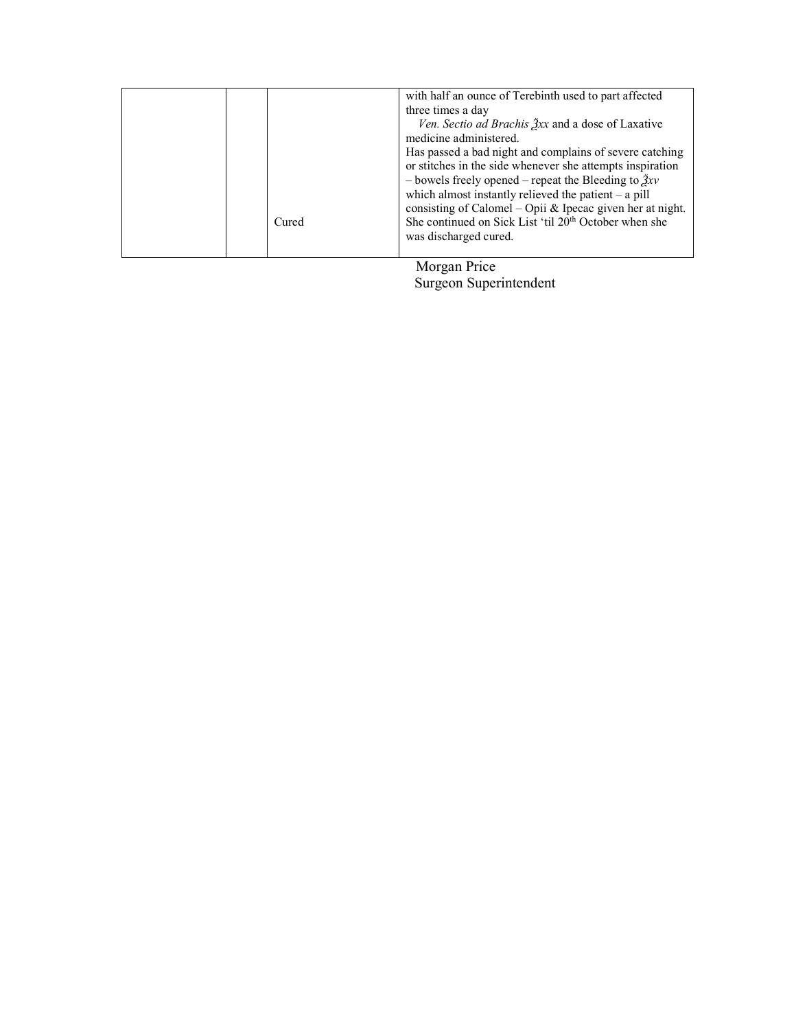|  |  |  |  |
|---|---|---|---|
|  |  | Cured | with half an ounce of Terebinth used to part affected three times a day<br>*Ven. Sectio ad Brachis ℥xx* and a dose of Laxative medicine administered.<br>Has passed a bad night and complains of severe catching or stitches in the side whenever she attempts inspiration – bowels freely opened – repeat the Bleeding to *℥xv* which almost instantly relieved the patient – a pill consisting of Calomel – Opii & Ipecac given her at night. She continued on Sick List 'til 20th October when she was discharged cured. |

Morgan Price
Surgeon Superintendent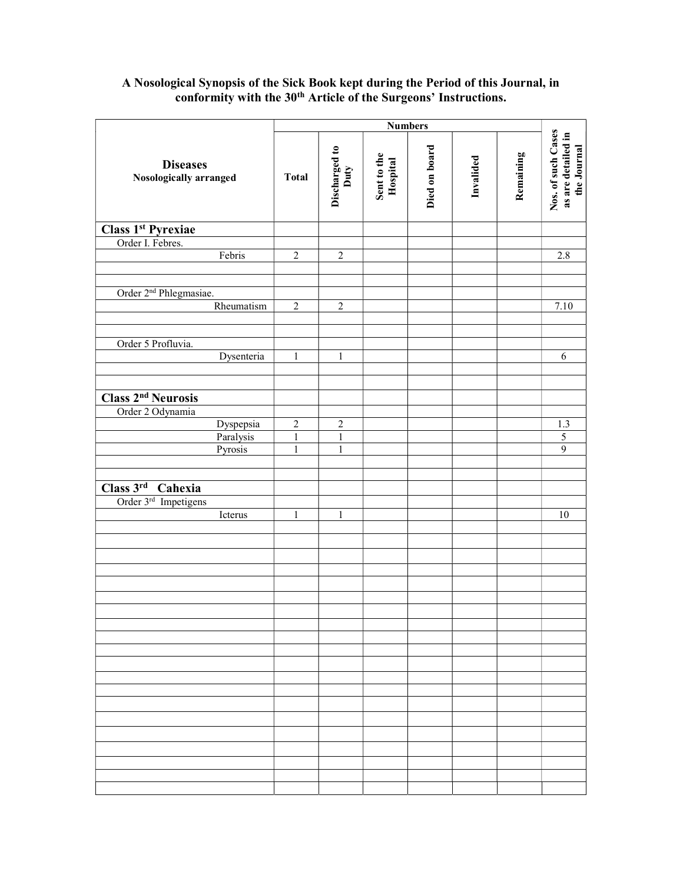**A Nosological Synopsis of the Sick Book kept during the Period of this Journal, in conformity with the 30th Article of the Surgeons' Instructions.**

| Diseases Nosologically arranged | Numbers | | | | | | Nos. of such Cases as are detailed in the Journal |
|---|---|---|---|---|---|---|---|
| | Total | Discharged to Duty | Sent to the Hospital | Died on board | Invalided | Remaining | |
| **Class 1st Pyrexiae** | | | | | | | |
| Order I. Febres. | | | | | | | |
| Febris | 2 | 2 | | | | | 2.8 |
| | | | | | | | |
| | | | | | | | |
| Order 2nd Phlegmasiae. | | | | | | | |
| Rheumatism | 2 | 2 | | | | | 7.10 |
| | | | | | | | |
| | | | | | | | |
| Order 5 Profluvia. | | | | | | | |
| Dysenteria | 1 | 1 | | | | | 6 |
| | | | | | | | |
| | | | | | | | |
| **Class 2nd Neurosis** | | | | | | | |
| Order 2 Odynamia | | | | | | | |
| Dyspepsia | 2 | 2 | | | | | 1.3 |
| Paralysis | 1 | 1 | | | | | 5 |
| Pyrosis | 1 | 1 | | | | | 9 |
| | | | | | | | |
| | | | | | | | |
| **Class 3rd Cahexia** | | | | | | | |
| Order 3rd Impetigens | | | | | | | |
| Icterus | 1 | 1 | | | | | 10 |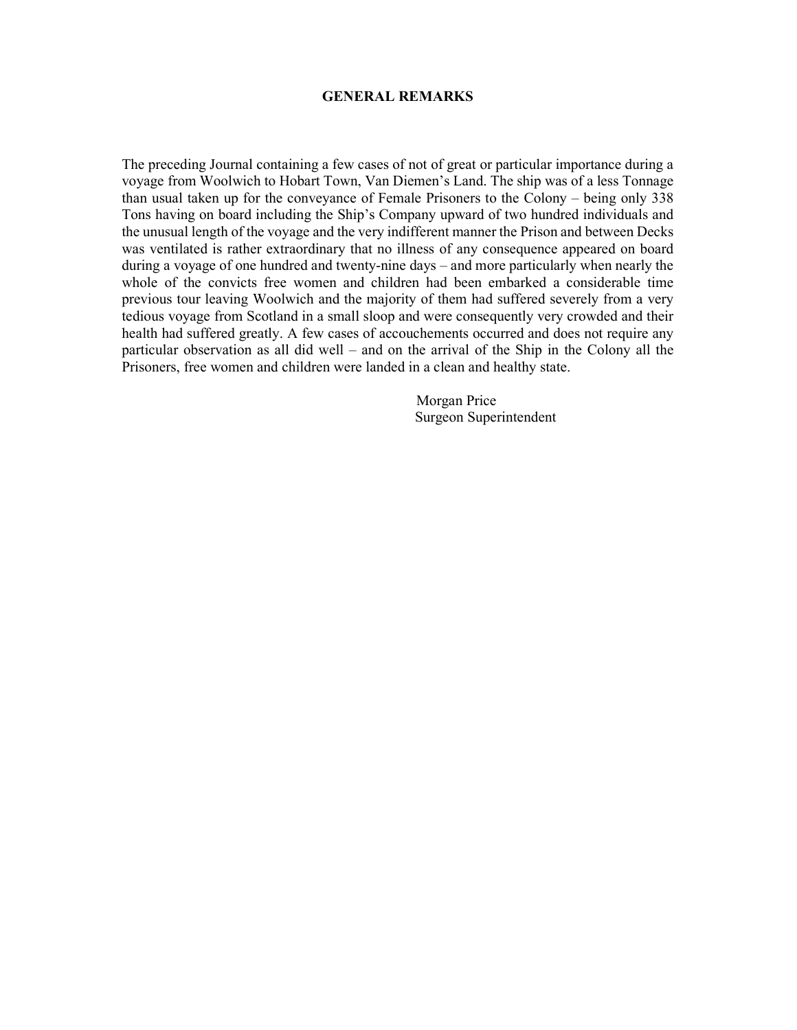## GENERAL REMARKS

The preceding Journal containing a few cases of not of great or particular importance during a voyage from Woolwich to Hobart Town, Van Diemen's Land. The ship was of a less Tonnage than usual taken up for the conveyance of Female Prisoners to the Colony – being only 338 Tons having on board including the Ship's Company upward of two hundred individuals and the unusual length of the voyage and the very indifferent manner the Prison and between Decks was ventilated is rather extraordinary that no illness of any consequence appeared on board during a voyage of one hundred and twenty-nine days – and more particularly when nearly the whole of the convicts free women and children had been embarked a considerable time previous tour leaving Woolwich and the majority of them had suffered severely from a very tedious voyage from Scotland in a small sloop and were consequently very crowded and their health had suffered greatly. A few cases of accouchements occurred and does not require any particular observation as all did well – and on the arrival of the Ship in the Colony all the Prisoners, free women and children were landed in a clean and healthy state.

Morgan Price
Surgeon Superintendent